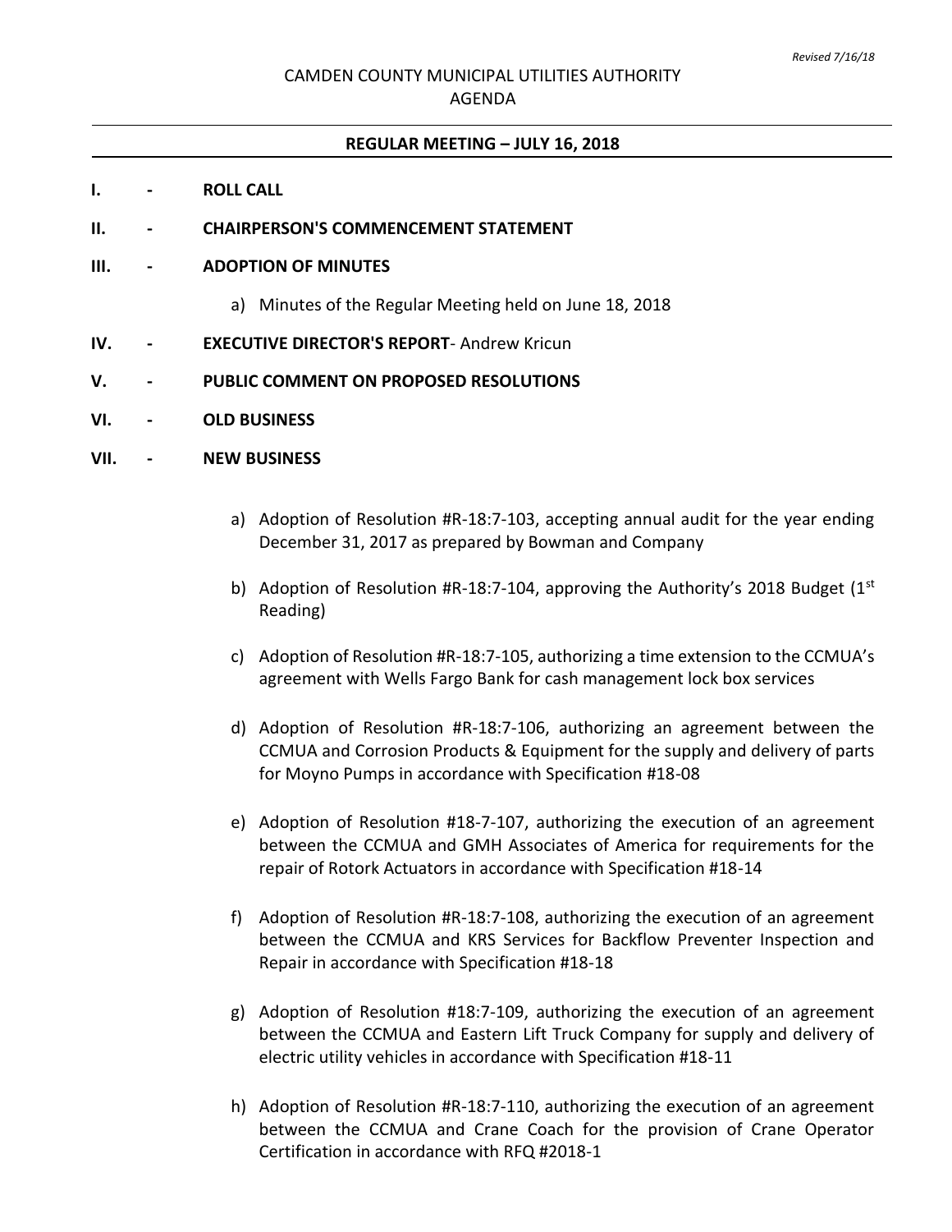*Revised 7/16/18*

CAMDEN COUNTY MUNICIPAL UTILITIES AUTHORITY
AGENDA

**REGULAR MEETING – JULY 16, 2018**

**I. - ROLL CALL**

**II. - CHAIRPERSON'S COMMENCEMENT STATEMENT**

**III. - ADOPTION OF MINUTES**

a) Minutes of the Regular Meeting held on June 18, 2018

**IV. - EXECUTIVE DIRECTOR'S REPORT**- Andrew Kricun

**V. - PUBLIC COMMENT ON PROPOSED RESOLUTIONS**

**VI. - OLD BUSINESS**

**VII. - NEW BUSINESS**

a) Adoption of Resolution #R-18:7-103, accepting annual audit for the year ending December 31, 2017 as prepared by Bowman and Company

b) Adoption of Resolution #R-18:7-104, approving the Authority's 2018 Budget (1st Reading)

c) Adoption of Resolution #R-18:7-105, authorizing a time extension to the CCMUA's agreement with Wells Fargo Bank for cash management lock box services

d) Adoption of Resolution #R-18:7-106, authorizing an agreement between the CCMUA and Corrosion Products & Equipment for the supply and delivery of parts for Moyno Pumps in accordance with Specification #18-08

e) Adoption of Resolution #18-7-107, authorizing the execution of an agreement between the CCMUA and GMH Associates of America for requirements for the repair of Rotork Actuators in accordance with Specification #18-14

f) Adoption of Resolution #R-18:7-108, authorizing the execution of an agreement between the CCMUA and KRS Services for Backflow Preventer Inspection and Repair in accordance with Specification #18-18

g) Adoption of Resolution #18:7-109, authorizing the execution of an agreement between the CCMUA and Eastern Lift Truck Company for supply and delivery of electric utility vehicles in accordance with Specification #18-11

h) Adoption of Resolution #R-18:7-110, authorizing the execution of an agreement between the CCMUA and Crane Coach for the provision of Crane Operator Certification in accordance with RFQ #2018-1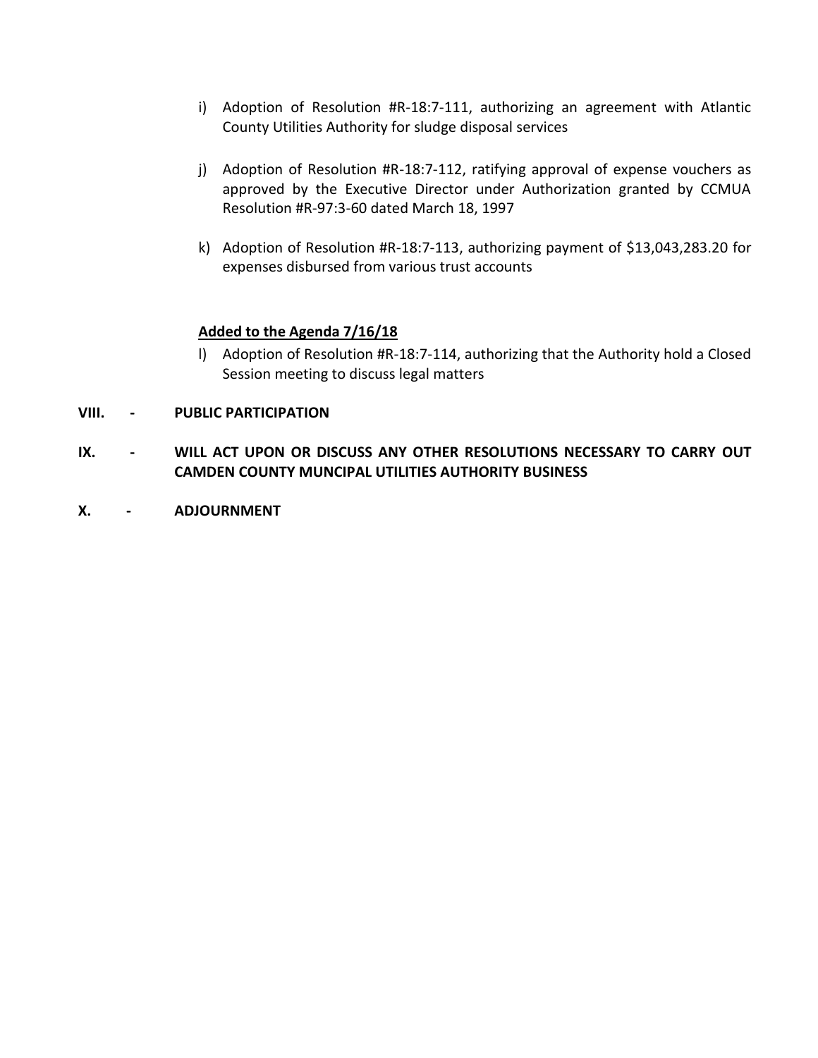i) Adoption of Resolution #R-18:7-111, authorizing an agreement with Atlantic County Utilities Authority for sludge disposal services

j) Adoption of Resolution #R-18:7-112, ratifying approval of expense vouchers as approved by the Executive Director under Authorization granted by CCMUA Resolution #R-97:3-60 dated March 18, 1997

k) Adoption of Resolution #R-18:7-113, authorizing payment of $13,043,283.20 for expenses disbursed from various trust accounts

**Added to the Agenda 7/16/18**

l) Adoption of Resolution #R-18:7-114, authorizing that the Authority hold a Closed Session meeting to discuss legal matters

**VIII. - PUBLIC PARTICIPATION**

**IX. - WILL ACT UPON OR DISCUSS ANY OTHER RESOLUTIONS NECESSARY TO CARRY OUT CAMDEN COUNTY MUNCIPAL UTILITIES AUTHORITY BUSINESS**

**X. - ADJOURNMENT**